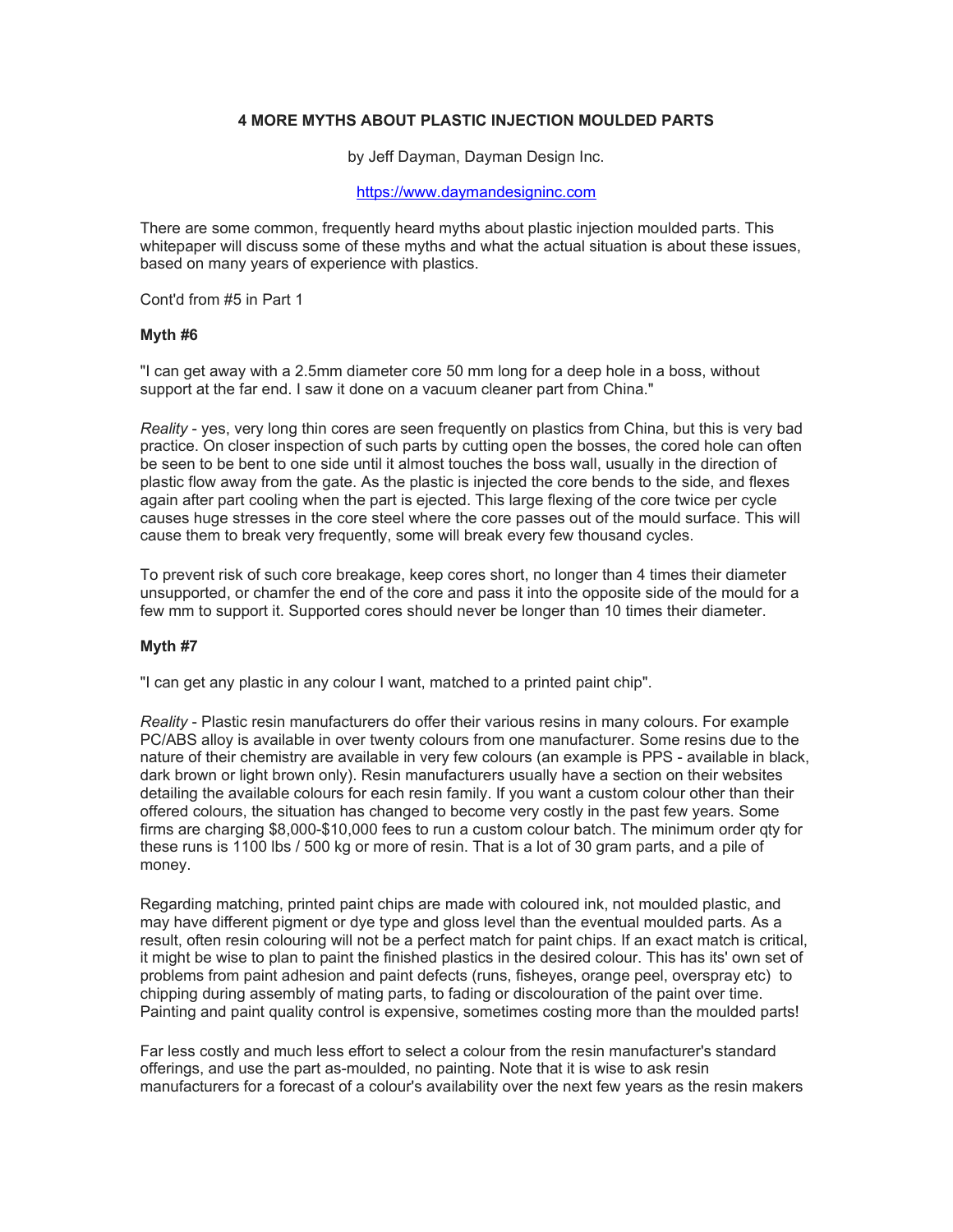# 4 MORE MYTHS ABOUT PLASTIC INJECTION MOULDED PARTS

by Jeff Dayman, Dayman Design Inc.

https://www.daymandesigninc.com

There are some common, frequently heard myths about plastic injection moulded parts. This whitepaper will discuss some of these myths and what the actual situation is about these issues, based on many years of experience with plastics.

Cont'd from #5 in Part 1

**Myth #6**

"I can get away with a 2.5mm diameter core 50 mm long for a deep hole in a boss, without support at the far end. I saw it done on a vacuum cleaner part from China."

*Reality* - yes, very long thin cores are seen frequently on plastics from China, but this is very bad practice. On closer inspection of such parts by cutting open the bosses, the cored hole can often be seen to be bent to one side until it almost touches the boss wall, usually in the direction of plastic flow away from the gate. As the plastic is injected the core bends to the side, and flexes again after part cooling when the part is ejected. This large flexing of the core twice per cycle causes huge stresses in the core steel where the core passes out of the mould surface. This will cause them to break very frequently, some will break every few thousand cycles.

To prevent risk of such core breakage, keep cores short, no longer than 4 times their diameter unsupported, or chamfer the end of the core and pass it into the opposite side of the mould for a few mm to support it. Supported cores should never be longer than 10 times their diameter.

**Myth #7**

"I can get any plastic in any colour I want, matched to a printed paint chip".

*Reality* - Plastic resin manufacturers do offer their various resins in many colours. For example PC/ABS alloy is available in over twenty colours from one manufacturer. Some resins due to the nature of their chemistry are available in very few colours (an example is PPS - available in black, dark brown or light brown only). Resin manufacturers usually have a section on their websites detailing the available colours for each resin family. If you want a custom colour other than their offered colours, the situation has changed to become very costly in the past few years. Some firms are charging $8,000-$10,000 fees to run a custom colour batch. The minimum order qty for these runs is 1100 lbs / 500 kg or more of resin. That is a lot of 30 gram parts, and a pile of money.

Regarding matching, printed paint chips are made with coloured ink, not moulded plastic, and may have different pigment or dye type and gloss level than the eventual moulded parts. As a result, often resin colouring will not be a perfect match for paint chips. If an exact match is critical, it might be wise to plan to paint the finished plastics in the desired colour. This has its' own set of problems from paint adhesion and paint defects (runs, fisheyes, orange peel, overspray etc) to chipping during assembly of mating parts, to fading or discolouration of the paint over time. Painting and paint quality control is expensive, sometimes costing more than the moulded parts!

Far less costly and much less effort to select a colour from the resin manufacturer's standard offerings, and use the part as-moulded, no painting. Note that it is wise to ask resin manufacturers for a forecast of a colour's availability over the next few years as the resin makers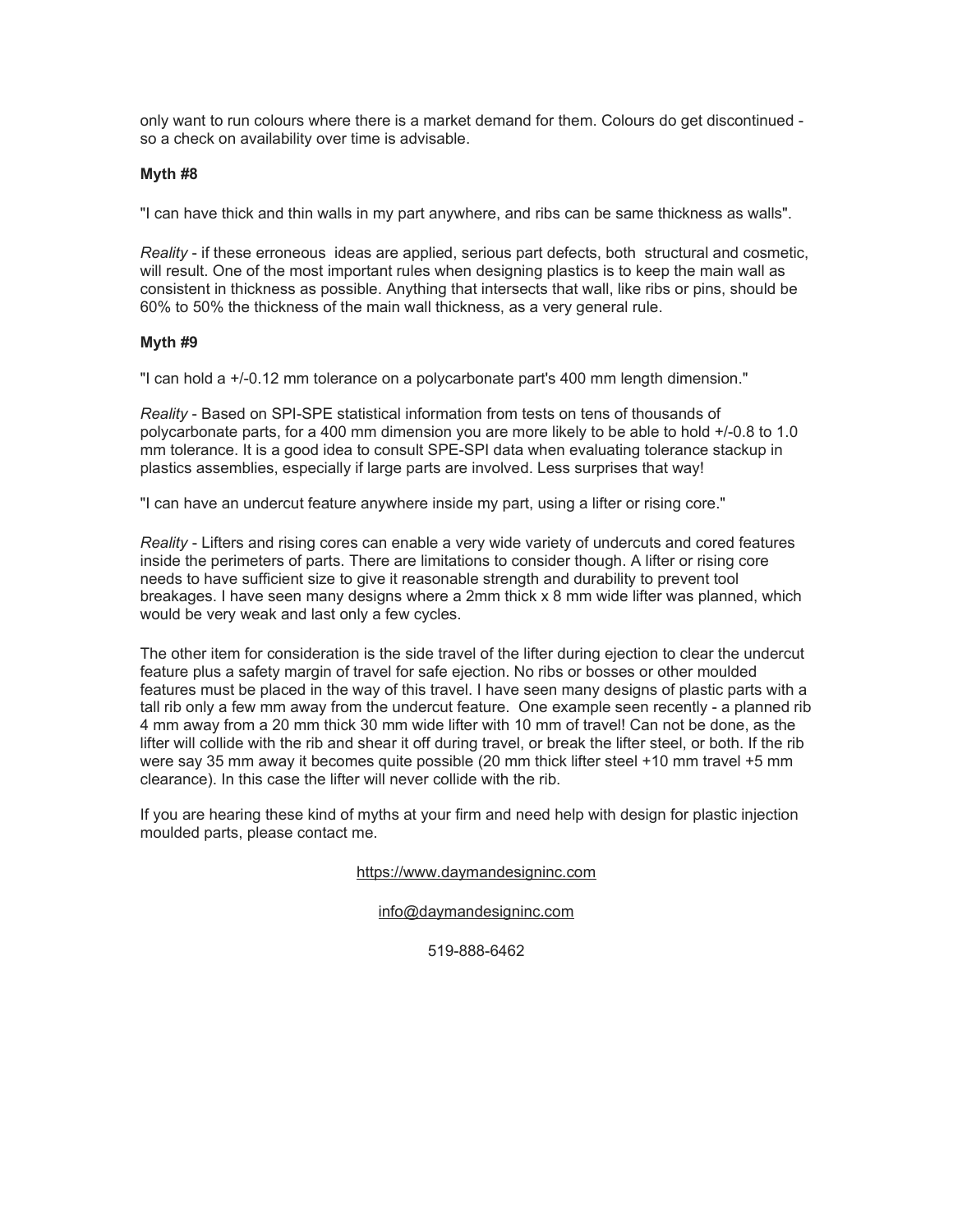only want to run colours where there is a market demand for them. Colours do get discontinued - so a check on availability over time is advisable.

**Myth #8**

"I can have thick and thin walls in my part anywhere, and ribs can be same thickness as walls".

*Reality* - if these erroneous ideas are applied, serious part defects, both structural and cosmetic, will result. One of the most important rules when designing plastics is to keep the main wall as consistent in thickness as possible. Anything that intersects that wall, like ribs or pins, should be 60% to 50% the thickness of the main wall thickness, as a very general rule.

**Myth #9**

"I can hold a +/-0.12 mm tolerance on a polycarbonate part's 400 mm length dimension."

*Reality* - Based on SPI-SPE statistical information from tests on tens of thousands of polycarbonate parts, for a 400 mm dimension you are more likely to be able to hold +/-0.8 to 1.0 mm tolerance. It is a good idea to consult SPE-SPI data when evaluating tolerance stackup in plastics assemblies, especially if large parts are involved. Less surprises that way!

"I can have an undercut feature anywhere inside my part, using a lifter or rising core."

*Reality* - Lifters and rising cores can enable a very wide variety of undercuts and cored features inside the perimeters of parts. There are limitations to consider though. A lifter or rising core needs to have sufficient size to give it reasonable strength and durability to prevent tool breakages. I have seen many designs where a 2mm thick x 8 mm wide lifter was planned, which would be very weak and last only a few cycles.

The other item for consideration is the side travel of the lifter during ejection to clear the undercut feature plus a safety margin of travel for safe ejection. No ribs or bosses or other moulded features must be placed in the way of this travel. I have seen many designs of plastic parts with a tall rib only a few mm away from the undercut feature. One example seen recently - a planned rib 4 mm away from a 20 mm thick 30 mm wide lifter with 10 mm of travel! Can not be done, as the lifter will collide with the rib and shear it off during travel, or break the lifter steel, or both. If the rib were say 35 mm away it becomes quite possible (20 mm thick lifter steel +10 mm travel +5 mm clearance). In this case the lifter will never collide with the rib.

If you are hearing these kind of myths at your firm and need help with design for plastic injection moulded parts, please contact me.

https://www.daymandesigninc.com

info@daymandesigninc.com

519-888-6462